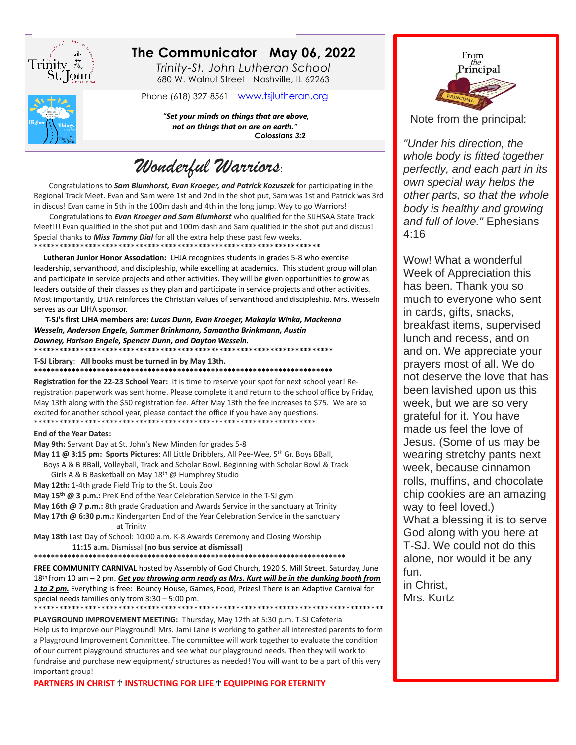# The Communicator May 06, 2022

*Trinity-St. John Lutheran School*
680 W. Walnut Street Nashville, IL 62263

Phone (618) 327-8561 www.tsjlutheran.org

***"Set your minds on things that are above, not on things that on are on earth."***
***Colossians 3:2***

## *Wonderful Warriors*:

Congratulations to ***Sam Blumhorst, Evan Kroeger, and Patrick Kozuszek*** for participating in the Regional Track Meet. Evan and Sam were 1st and 2nd in the shot put, Sam was 1st and Patrick was 3rd in discus! Evan came in 5th in the 100m dash and 4th in the long jump. Way to go Warriors!

Congratulations to ***Evan Kroeger and Sam Blumhorst*** who qualified for the SIJHSAA State Track Meet!!! Evan qualified in the shot put and 100m dash and Sam qualified in the shot put and discus! Special thanks to ***Miss Tammy Dial*** for all the extra help these past few weeks.

**************************************************************************

**Lutheran Junior Honor Association:** LHJA recognizes students in grades 5-8 who exercise leadership, servanthood, and discipleship, while excelling at academics. This student group will plan and participate in service projects and other activities. They will be given opportunities to grow as leaders outside of their classes as they plan and participate in service projects and other activities. Most importantly, LHJA reinforces the Christian values of servanthood and discipleship. Mrs. Wesseln serves as our LJHA sponsor.

**T-SJ's first LJHA members are: *Lucas Dunn, Evan Kroeger, Makayla Winka, Mackenna Wesseln, Anderson Engele, Summer Brinkmann, Samantha Brinkmann, Austin Downey, Harison Engele, Spencer Dunn, and Dayton Wesseln.***

**************************************************************************

**T-SJ Library**: **All books must be turned in by May 13th.**

**************************************************************************

**Registration for the 22-23 School Year:** It is time to reserve your spot for next school year! Re-registration paperwork was sent home. Please complete it and return to the school office by Friday, May 13th along with the $50 registration fee. After May 13th the fee increases to $75. We are so excited for another school year, please contact the office if you have any questions.

**************************************************************************

**End of the Year Dates:**

**May 9th:** Servant Day at St. John's New Minden for grades 5-8
**May 11 @ 3:15 pm: Sports Pictures**: All Little Dribblers, All Pee-Wee, 5th Gr. Boys BBall, Boys A & B BBall, Volleyball, Track and Scholar Bowl. Beginning with Scholar Bowl & Track Girls A & B Basketball on May 18th @ Humphrey Studio
**May 12th:** 1-4th grade Field Trip to the St. Louis Zoo
**May 15th @ 3 p.m.:** PreK End of the Year Celebration Service in the T-SJ gym
**May 16th @ 7 p.m.:** 8th grade Graduation and Awards Service in the sanctuary at Trinity
**May 17th @ 6:30 p.m.:** Kindergarten End of the Year Celebration Service in the sanctuary at Trinity
**May 18th** Last Day of School: 10:00 a.m. K-8 Awards Ceremony and Closing Worship
**11:15 a.m.** Dismissal **(no bus service at dismissal)**

**************************************************************************

**FREE COMMUNITY CARNIVAL** hosted by Assembly of God Church, 1920 S. Mill Street. Saturday, June 18th from 10 am – 2 pm. ***Get you throwing arm ready as Mrs. Kurt will be in the dunking booth from 1 to 2 pm.*** Everything is free: Bouncy House, Games, Food, Prizes! There is an Adaptive Carnival for special needs families only from 3:30 – 5:00 pm.

**************************************************************************

**PLAYGROUND IMPROVEMENT MEETING:** Thursday, May 12th at 5:30 p.m. T-SJ Cafeteria
Help us to improve our Playground! Mrs. Jami Lane is working to gather all interested parents to form a Playground Improvement Committee. The committee will work together to evaluate the condition of our current playground structures and see what our playground needs. Then they will work to fundraise and purchase new equipment/ structures as needed! You will want to be a part of this very important group!

**PARTNERS IN CHRIST ☦ INSTRUCTING FOR LIFE ☦ EQUIPPING FOR ETERNITY**

---

## From the Principal

Note from the principal:

*"Under his direction, the whole body is fitted together perfectly, and each part in its own special way helps the other parts, so that the whole body is healthy and growing and full of love."* Ephesians 4:16

Wow! What a wonderful Week of Appreciation this has been. Thank you so much to everyone who sent in cards, gifts, snacks, breakfast items, supervised lunch and recess, and on and on. We appreciate your prayers most of all. We do not deserve the love that has been lavished upon us this week, but we are so very grateful for it. You have made us feel the love of Jesus. (Some of us may be wearing stretchy pants next week, because cinnamon rolls, muffins, and chocolate chip cookies are an amazing way to feel loved.)
What a blessing it is to serve God along with you here at T-SJ. We could not do this alone, nor would it be any fun.
in Christ,
Mrs. Kurtz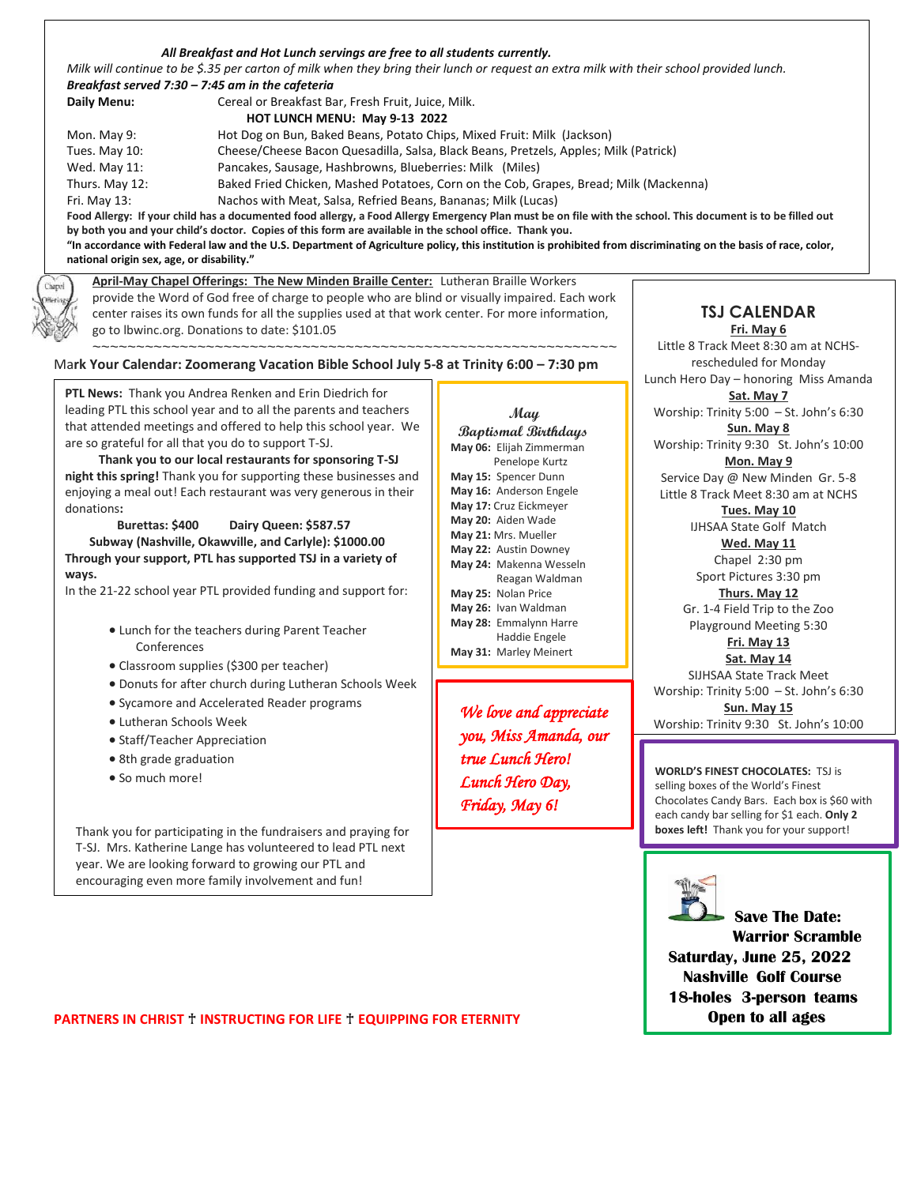***All Breakfast and Hot Lunch servings are free to all students currently.***

*Milk will continue to be $.35 per carton of milk when they bring their lunch or request an extra milk with their school provided lunch.*

***Breakfast served 7:30 – 7:45 am in the cafeteria***

**Daily Menu:** Cereal or Breakfast Bar, Fresh Fruit, Juice, Milk.

**HOT LUNCH MENU: May 9-13 2022**

| | |
|---|---|
| Mon. May 9: | Hot Dog on Bun, Baked Beans, Potato Chips, Mixed Fruit: Milk (Jackson) |
| Tues. May 10: | Cheese/Cheese Bacon Quesadilla, Salsa, Black Beans, Pretzels, Apples; Milk (Patrick) |
| Wed. May 11: | Pancakes, Sausage, Hashbrowns, Blueberries: Milk (Miles) |
| Thurs. May 12: | Baked Fried Chicken, Mashed Potatoes, Corn on the Cob, Grapes, Bread; Milk (Mackenna) |
| Fri. May 13: | Nachos with Meat, Salsa, Refried Beans, Bananas; Milk (Lucas) |

**Food Allergy: If your child has a documented food allergy, a Food Allergy Emergency Plan must be on file with the school. This document is to be filled out by both you and your child's doctor. Copies of this form are available in the school office. Thank you.**

**"In accordance with Federal law and the U.S. Department of Agriculture policy, this institution is prohibited from discriminating on the basis of race, color, national origin sex, age, or disability."**

**April-May Chapel Offerings: The New Minden Braille Center:** Lutheran Braille Workers provide the Word of God free of charge to people who are blind or visually impaired. Each work center raises its own funds for all the supplies used at that work center. For more information, go to lbwinc.org. Donations to date: $101.05

~~~~~~~~~~~~~~~~~~~~~~~~~~~~~~~~~~~~~~~~~~~~~~~~~~~~~~~~~~~~~~~

Mar**k Your Calendar: Zoomerang Vacation Bible School July 5-8 at Trinity 6:00 – 7:30 pm**

**PTL News:** Thank you Andrea Renken and Erin Diedrich for leading PTL this school year and to all the parents and teachers that attended meetings and offered to help this school year. We are so grateful for all that you do to support T-SJ.

**Thank you to our local restaurants for sponsoring T-SJ night this spring!** Thank you for supporting these businesses and enjoying a meal out! Each restaurant was very generous in their donations**:**

**Burettas: $400 Dairy Queen: $587.57**

**Subway (Nashville, Okawville, and Carlyle): $1000.00**

**Through your support, PTL has supported TSJ in a variety of ways.**

In the 21-22 school year PTL provided funding and support for:

- Lunch for the teachers during Parent Teacher Conferences
- Classroom supplies ($300 per teacher)
- Donuts for after church during Lutheran Schools Week
- Sycamore and Accelerated Reader programs
- Lutheran Schools Week
- Staff/Teacher Appreciation
- 8th grade graduation
- So much more!

Thank you for participating in the fundraisers and praying for T-SJ. Mrs. Katherine Lange has volunteered to lead PTL next year. We are looking forward to growing our PTL and encouraging even more family involvement and fun!

***May Baptismal Birthdays***

**May 06:** Elijah Zimmerman
Penelope Kurtz
**May 15:** Spencer Dunn
**May 16:** Anderson Engele
**May 17:** Cruz Eickmeyer
**May 20:** Aiden Wade
**May 21:** Mrs. Mueller
**May 22:** Austin Downey
**May 24:** Makenna Wesseln
Reagan Waldman
**May 25:** Nolan Price
**May 26:** Ivan Waldman
**May 28:** Emmalynn Harre
Haddie Engele
**May 31:** Marley Meinert

*We love and appreciate you, Miss Amanda, our true Lunch Hero! Lunch Hero Day, Friday, May 6!*

## TSJ CALENDAR

**Fri. May 6**
Little 8 Track Meet 8:30 am at NCHS- rescheduled for Monday
Lunch Hero Day – honoring Miss Amanda

**Sat. May 7**
Worship: Trinity 5:00 – St. John's 6:30

**Sun. May 8**
Worship: Trinity 9:30 St. John's 10:00

**Mon. May 9**
Service Day @ New Minden Gr. 5-8
Little 8 Track Meet 8:30 am at NCHS

**Tues. May 10**
IJHSAA State Golf Match

**Wed. May 11**
Chapel 2:30 pm
Sport Pictures 3:30 pm

**Thurs. May 12**
Gr. 1-4 Field Trip to the Zoo
Playground Meeting 5:30

**Fri. May 13**

**Sat. May 14**
SIJHSAA State Track Meet
Worship: Trinity 5:00 – St. John's 6:30

**Sun. May 15**
Worship: Trinity 9:30 St. John's 10:00

**WORLD'S FINEST CHOCOLATES:** TSJ is selling boxes of the World's Finest Chocolates Candy Bars. Each box is $60 with each candy bar selling for $1 each. **Only 2 boxes left!** Thank you for your support!

**Save The Date:**
**Warrior Scramble**
**Saturday, June 25, 2022**
**Nashville Golf Course**
**18-holes 3-person teams**
**Open to all ages**

**PARTNERS IN CHRIST ☨ INSTRUCTING FOR LIFE ☨ EQUIPPING FOR ETERNITY**